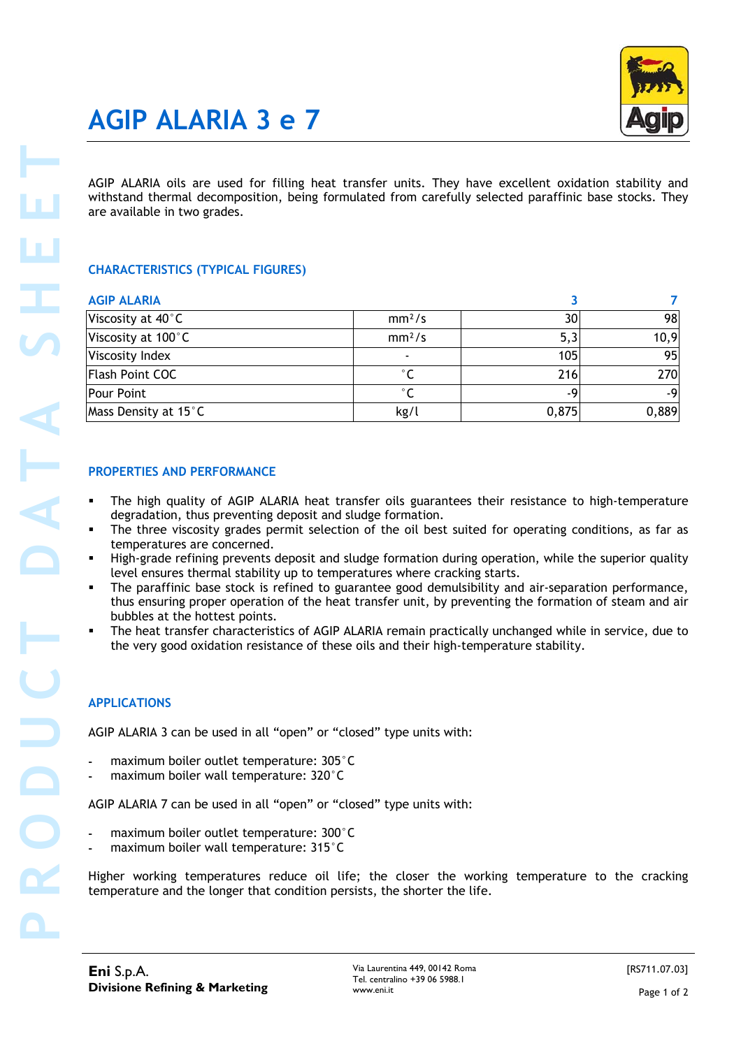# AGIP ALARIA 3 e 7

AGIP ALARIA oils are used for filling heat transfer units. They have excellent oxidation stability and withstand thermal decomposition, being formulated from carefully selected paraffinic base stocks. They are available in two grades.

## CHARACTERISTICS (TYPICAL FIGURES)

| AGIP ALARIA | | 3 | 7 |
|---|---|---|---|
| Viscosity at 40°C | $mm^2/s$ | 30 | 98 |
| Viscosity at 100°C | $mm^2/s$ | 5,3 | 10,9 |
| Viscosity Index | - | 105 | 95 |
| Flash Point COC | °C | 216 | 270 |
| Pour Point | °C | -9 | -9 |
| Mass Density at 15°C | kg/l | 0,875 | 0,889 |

## PROPERTIES AND PERFORMANCE

- The high quality of AGIP ALARIA heat transfer oils guarantees their resistance to high-temperature degradation, thus preventing deposit and sludge formation.
- The three viscosity grades permit selection of the oil best suited for operating conditions, as far as temperatures are concerned.
- High-grade refining prevents deposit and sludge formation during operation, while the superior quality level ensures thermal stability up to temperatures where cracking starts.
- The paraffinic base stock is refined to guarantee good demulsibility and air-separation performance, thus ensuring proper operation of the heat transfer unit, by preventing the formation of steam and air bubbles at the hottest points.
- The heat transfer characteristics of AGIP ALARIA remain practically unchanged while in service, due to the very good oxidation resistance of these oils and their high-temperature stability.

## APPLICATIONS

AGIP ALARIA 3 can be used in all “open” or “closed” type units with:

- maximum boiler outlet temperature: 305°C
- maximum boiler wall temperature: 320°C

AGIP ALARIA 7 can be used in all “open” or “closed” type units with:

- maximum boiler outlet temperature: 300°C
- maximum boiler wall temperature: 315°C

Higher working temperatures reduce oil life; the closer the working temperature to the cracking temperature and the longer that condition persists, the shorter the life.

**Eni** S.p.A.
**Divisione Refining & Marketing**

Via Laurentina 449, 00142 Roma
Tel. centralino +39 06 5988.1
www.eni.it

[RS711.07.03]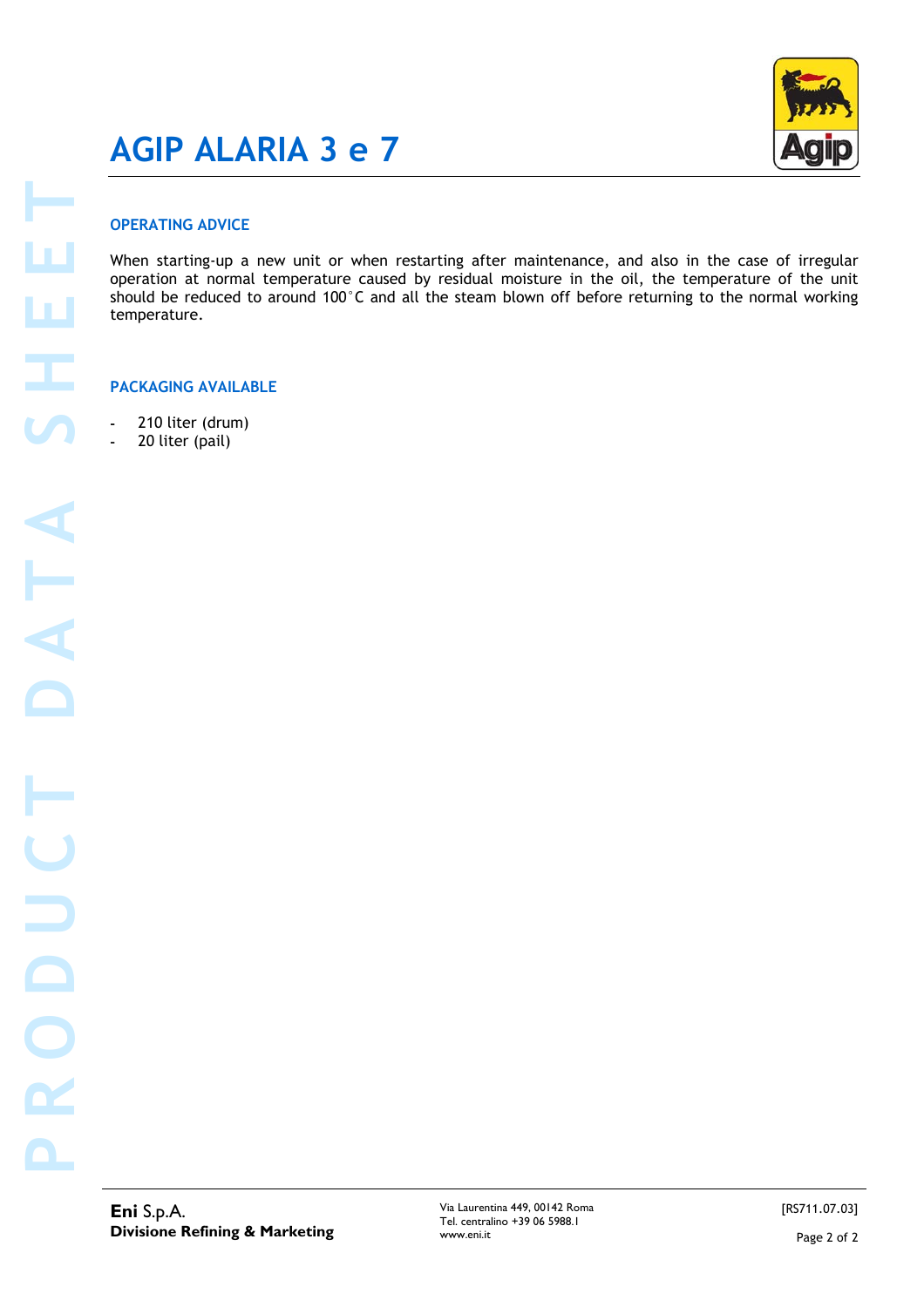# AGIP ALARIA 3 e 7

## OPERATING ADVICE

When starting-up a new unit or when restarting after maintenance, and also in the case of irregular operation at normal temperature caused by residual moisture in the oil, the temperature of the unit should be reduced to around 100°C and all the steam blown off before returning to the normal working temperature.

## PACKAGING AVAILABLE

- 210 liter (drum)
- 20 liter (pail)